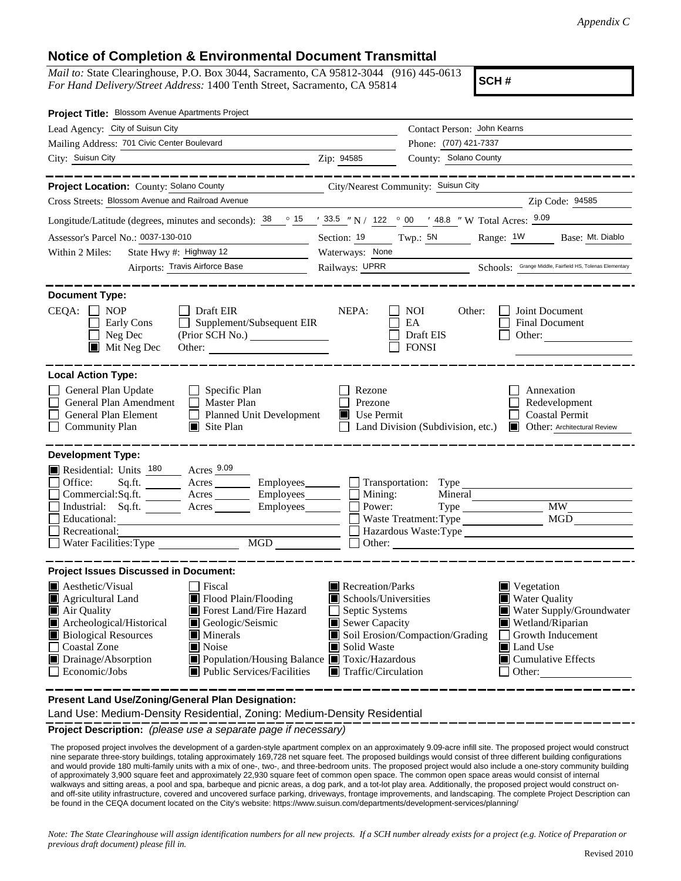*Appendix C*

# Notice of Completion & Environmental Document Transmittal

*Mail to:* State Clearinghouse, P.O. Box 3044, Sacramento, CA 95812-3044 (916) 445-0613
*For Hand Delivery/Street Address:* 1400 Tenth Street, Sacramento, CA 95814

**SCH #**

**Project Title:** Blossom Avenue Apartments Project

Lead Agency: City of Suisun City
Contact Person: John Kearns
Mailing Address: 701 Civic Center Boulevard
Phone: (707) 421-7337
City: Suisun City
Zip: 94585
County: Solano County

**Project Location:** County: Solano County
City/Nearest Community: Suisun City
Cross Streets: Blossom Avenue and Railroad Avenue
Zip Code: 94585

Longitude/Latitude (degrees, minutes and seconds): 38 ° 15 ′ 33.5 ″ N / 122 ° 00 ′ 48.8 ″ W Total Acres: 9.09

Assessor's Parcel No.: 0037-130-010
Section: 19 Twp.: 5N Range: 1W Base: Mt. Diablo

Within 2 Miles:
State Hwy #: Highway 12
Waterways: None
Airports: Travis Airforce Base
Railways: UPRR
Schools: Grange Middle, Fairfield HS, Tolenas Elementary

**Document Type:**

CEQA:
- ☐ NOP
- ☐ Early Cons
- ☐ Neg Dec
- ☒ Mit Neg Dec
- ☐ Draft EIR
- ☐ Supplement/Subsequent EIR (Prior SCH No.) ______
- Other: ______

NEPA:
- ☐ NOI
- ☐ EA
- ☐ Draft EIS
- ☐ FONSI

Other:
- ☐ Joint Document
- ☐ Final Document
- ☐ Other: ______

**Local Action Type:**

- ☐ General Plan Update
- ☐ General Plan Amendment
- ☐ General Plan Element
- ☐ Community Plan
- ☐ Specific Plan
- ☐ Master Plan
- ☐ Planned Unit Development
- ☒ Site Plan
- ☐ Rezone
- ☐ Prezone
- ☒ Use Permit
- ☐ Land Division (Subdivision, etc.)
- ☐ Annexation
- ☐ Redevelopment
- ☐ Coastal Permit
- ☒ Other: Architectural Review

**Development Type:**

- ☒ Residential: Units 180 Acres 9.09
- ☐ Office: Sq.ft. ____ Acres ____ Employees ____
- ☐ Commercial: Sq.ft. ____ Acres ____ Employees ____
- ☐ Industrial: Sq.ft. ____ Acres ____ Employees ____
- ☐ Educational: ______
- ☐ Recreational: ______
- ☐ Water Facilities: Type ____ MGD ____
- ☐ Transportation: Type ______
- ☐ Mining: Mineral ______
- ☐ Power: Type ____ MW ____
- ☐ Waste Treatment: Type ____ MGD ____
- ☐ Hazardous Waste: Type ______
- ☐ Other: ______

**Project Issues Discussed in Document:**

- ☒ Aesthetic/Visual
- ☒ Agricultural Land
- ☒ Air Quality
- ☒ Archeological/Historical
- ☒ Biological Resources
- ☐ Coastal Zone
- ☒ Drainage/Absorption
- ☐ Economic/Jobs
- ☐ Fiscal
- ☒ Flood Plain/Flooding
- ☒ Forest Land/Fire Hazard
- ☒ Geologic/Seismic
- ☒ Minerals
- ☒ Noise
- ☒ Population/Housing Balance
- ☒ Public Services/Facilities
- ☒ Recreation/Parks
- ☒ Schools/Universities
- ☐ Septic Systems
- ☒ Sewer Capacity
- ☒ Soil Erosion/Compaction/Grading
- ☒ Solid Waste
- ☒ Toxic/Hazardous
- ☒ Traffic/Circulation
- ☒ Vegetation
- ☒ Water Quality
- ☒ Water Supply/Groundwater
- ☒ Wetland/Riparian
- ☐ Growth Inducement
- ☒ Land Use
- ☒ Cumulative Effects
- ☐ Other: ______

**Present Land Use/Zoning/General Plan Designation:**

Land Use: Medium-Density Residential, Zoning: Medium-Density Residential

**Project Description:** *(please use a separate page if necessary)*

The proposed project involves the development of a garden-style apartment complex on an approximately 9.09-acre infill site. The proposed project would construct nine separate three-story buildings, totaling approximately 169,728 net square feet. The proposed buildings would consist of three different building configurations and would provide 180 multi-family units with a mix of one-, two-, and three-bedroom units. The proposed project would also include a one-story community building of approximately 3,900 square feet and approximately 22,930 square feet of common open space. The common open space areas would consist of internal walkways and sitting areas, a pool and spa, barbeque and picnic areas, a dog park, and a tot-lot play area. Additionally, the proposed project would construct on- and off-site utility infrastructure, covered and uncovered surface parking, driveways, frontage improvements, and landscaping. The complete Project Description can be found in the CEQA document located on the City's website: https://www.suisun.com/departments/development-services/planning/

*Note: The State Clearinghouse will assign identification numbers for all new projects. If a SCH number already exists for a project (e.g. Notice of Preparation or previous draft document) please fill in.*

Revised 2010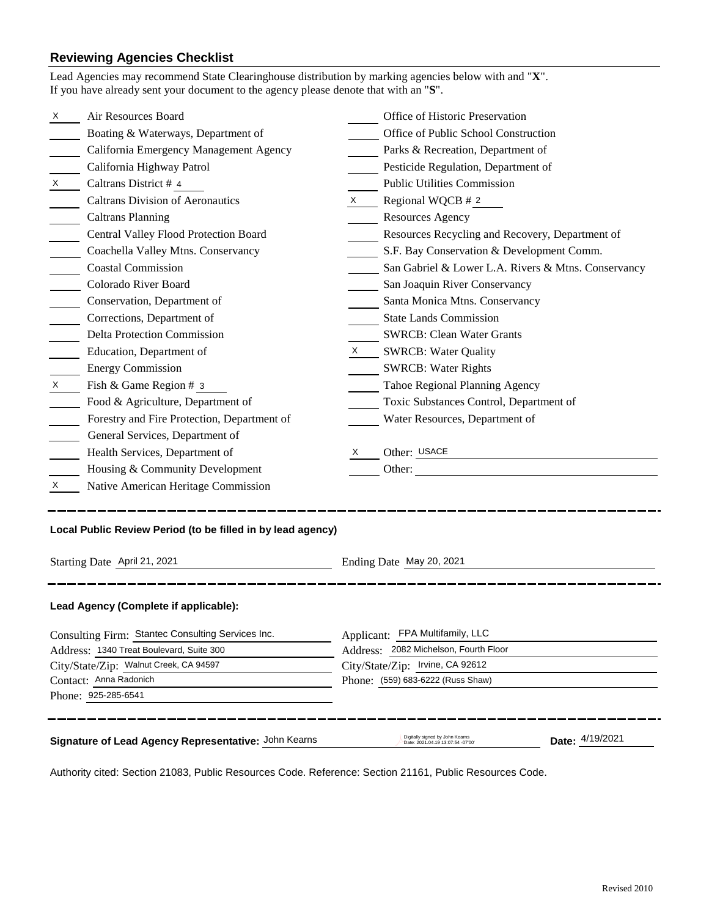## Reviewing Agencies Checklist

Lead Agencies may recommend State Clearinghouse distribution by marking agencies below with and "**X**".
If you have already sent your document to the agency please denote that with an "**S**".

| Mark | Agency | Mark | Agency |
|---|---|---|---|
| X | Air Resources Board | | Office of Historic Preservation |
| | Boating & Waterways, Department of | | Office of Public School Construction |
| | California Emergency Management Agency | | Parks & Recreation, Department of |
| | California Highway Patrol | | Pesticide Regulation, Department of |
| X | Caltrans District # 4 | | Public Utilities Commission |
| | Caltrans Division of Aeronautics | X | Regional WQCB # 2 |
| | Caltrans Planning | | Resources Agency |
| | Central Valley Flood Protection Board | | Resources Recycling and Recovery, Department of |
| | Coachella Valley Mtns. Conservancy | | S.F. Bay Conservation & Development Comm. |
| | Coastal Commission | | San Gabriel & Lower L.A. Rivers & Mtns. Conservancy |
| | Colorado River Board | | San Joaquin River Conservancy |
| | Conservation, Department of | | Santa Monica Mtns. Conservancy |
| | Corrections, Department of | | State Lands Commission |
| | Delta Protection Commission | | SWRCB: Clean Water Grants |
| | Education, Department of | X | SWRCB: Water Quality |
| | Energy Commission | | SWRCB: Water Rights |
| X | Fish & Game Region # 3 | | Tahoe Regional Planning Agency |
| | Food & Agriculture, Department of | | Toxic Substances Control, Department of |
| | Forestry and Fire Protection, Department of | | Water Resources, Department of |
| | General Services, Department of | | |
| | Health Services, Department of | X | Other: USACE |
| | Housing & Community Development | | Other: |
| X | Native American Heritage Commission | | |

---

**Local Public Review Period (to be filled in by lead agency)**

Starting Date April 21, 2021　　Ending Date May 20, 2021

---

**Lead Agency (Complete if applicable):**

Consulting Firm: Stantec Consulting Services Inc.
Address: 1340 Treat Boulevard, Suite 300
City/State/Zip: Walnut Creek, CA 94597
Contact: Anna Radonich
Phone: 925-285-6541

Applicant: FPA Multifamily, LLC
Address: 2082 Michelson, Fourth Floor
City/State/Zip: Irvine, CA 92612
Phone: (559) 683-6222 (Russ Shaw)

---

**Signature of Lead Agency Representative:** John Kearns　Digitally signed by John Kearns Date: 2021.04.19 13:07:54 -07'00'　**Date:** 4/19/2021

Authority cited: Section 21083, Public Resources Code. Reference: Section 21161, Public Resources Code.

Revised 2010